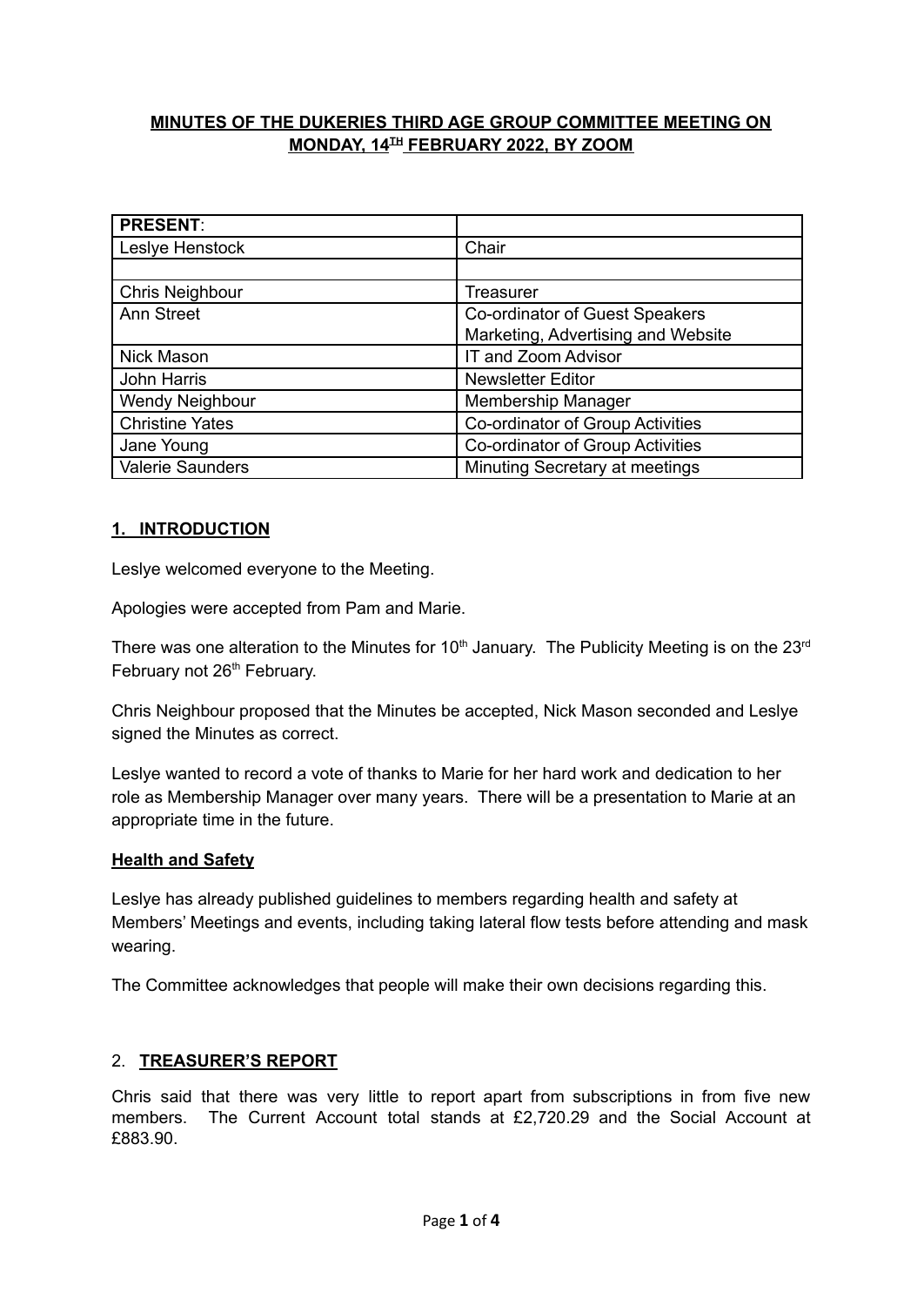**MINUTES OF THE DUKERIES THIRD AGE GROUP COMMITTEE MEETING ON MONDAY, 14TH FEBRUARY 2022, BY ZOOM**

| **PRESENT**: | |
|---|---|
| Leslye Henstock | Chair |
| | |
| Chris Neighbour | Treasurer |
| Ann Street | Co-ordinator of Guest Speakers<br>Marketing, Advertising and Website |
| Nick Mason | IT and Zoom Advisor |
| John Harris | Newsletter Editor |
| Wendy Neighbour | Membership Manager |
| Christine Yates | Co-ordinator of Group Activities |
| Jane Young | Co-ordinator of Group Activities |
| Valerie Saunders | Minuting Secretary at meetings |

## 1. INTRODUCTION

Leslye welcomed everyone to the Meeting.

Apologies were accepted from Pam and Marie.

There was one alteration to the Minutes for 10th January. The Publicity Meeting is on the 23rd February not 26th February.

Chris Neighbour proposed that the Minutes be accepted, Nick Mason seconded and Leslye signed the Minutes as correct.

Leslye wanted to record a vote of thanks to Marie for her hard work and dedication to her role as Membership Manager over many years. There will be a presentation to Marie at an appropriate time in the future.

### Health and Safety

Leslye has already published guidelines to members regarding health and safety at Members' Meetings and events, including taking lateral flow tests before attending and mask wearing.

The Committee acknowledges that people will make their own decisions regarding this.

## 2. TREASURER'S REPORT

Chris said that there was very little to report apart from subscriptions in from five new members. The Current Account total stands at £2,720.29 and the Social Account at £883.90.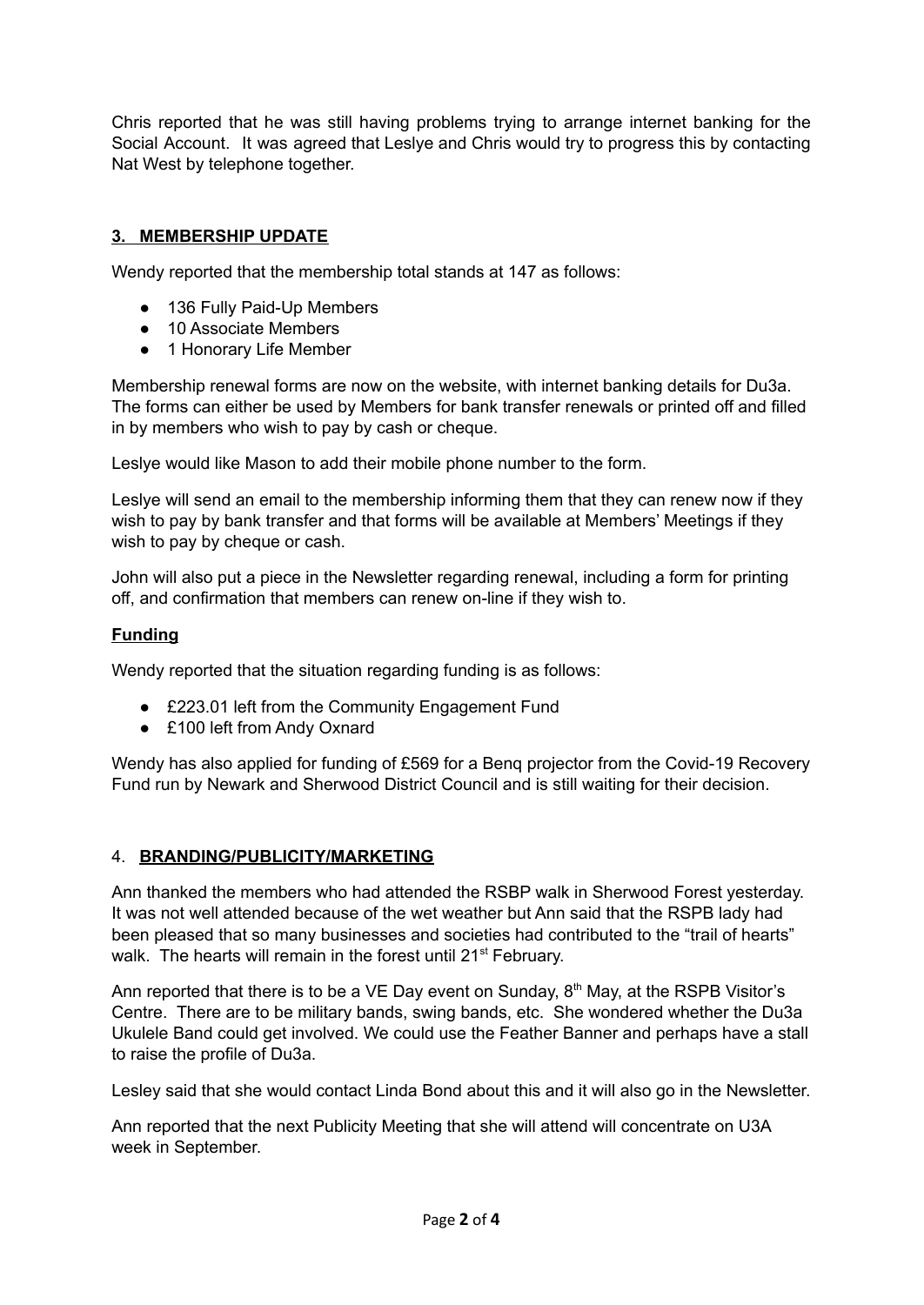Chris reported that he was still having problems trying to arrange internet banking for the Social Account. It was agreed that Leslye and Chris would try to progress this by contacting Nat West by telephone together.

## 3. MEMBERSHIP UPDATE

Wendy reported that the membership total stands at 147 as follows:

- 136 Fully Paid-Up Members
- 10 Associate Members
- 1 Honorary Life Member

Membership renewal forms are now on the website, with internet banking details for Du3a. The forms can either be used by Members for bank transfer renewals or printed off and filled in by members who wish to pay by cash or cheque.

Leslye would like Mason to add their mobile phone number to the form.

Leslye will send an email to the membership informing them that they can renew now if they wish to pay by bank transfer and that forms will be available at Members' Meetings if they wish to pay by cheque or cash.

John will also put a piece in the Newsletter regarding renewal, including a form for printing off, and confirmation that members can renew on-line if they wish to.

### Funding

Wendy reported that the situation regarding funding is as follows:

- £223.01 left from the Community Engagement Fund
- £100 left from Andy Oxnard

Wendy has also applied for funding of £569 for a Benq projector from the Covid-19 Recovery Fund run by Newark and Sherwood District Council and is still waiting for their decision.

## 4. BRANDING/PUBLICITY/MARKETING

Ann thanked the members who had attended the RSBP walk in Sherwood Forest yesterday. It was not well attended because of the wet weather but Ann said that the RSPB lady had been pleased that so many businesses and societies had contributed to the "trail of hearts" walk. The hearts will remain in the forest until 21st February.

Ann reported that there is to be a VE Day event on Sunday, 8th May, at the RSPB Visitor's Centre. There are to be military bands, swing bands, etc. She wondered whether the Du3a Ukulele Band could get involved. We could use the Feather Banner and perhaps have a stall to raise the profile of Du3a.

Lesley said that she would contact Linda Bond about this and it will also go in the Newsletter.

Ann reported that the next Publicity Meeting that she will attend will concentrate on U3A week in September.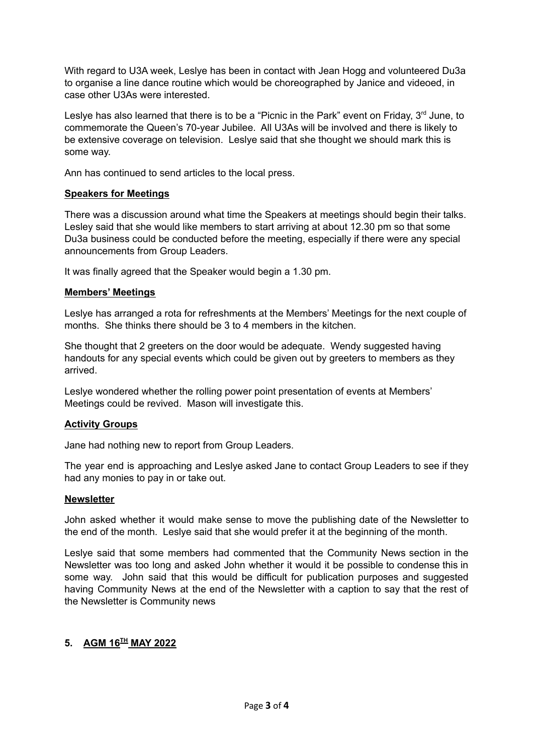With regard to U3A week, Leslye has been in contact with Jean Hogg and volunteered Du3a to organise a line dance routine which would be choreographed by Janice and videoed, in case other U3As were interested.

Leslye has also learned that there is to be a "Picnic in the Park" event on Friday, 3rd June, to commemorate the Queen's 70-year Jubilee. All U3As will be involved and there is likely to be extensive coverage on television. Leslye said that she thought we should mark this is some way.

Ann has continued to send articles to the local press.

**Speakers for Meetings**

There was a discussion around what time the Speakers at meetings should begin their talks. Lesley said that she would like members to start arriving at about 12.30 pm so that some Du3a business could be conducted before the meeting, especially if there were any special announcements from Group Leaders.

It was finally agreed that the Speaker would begin a 1.30 pm.

**Members' Meetings**

Leslye has arranged a rota for refreshments at the Members' Meetings for the next couple of months. She thinks there should be 3 to 4 members in the kitchen.

She thought that 2 greeters on the door would be adequate. Wendy suggested having handouts for any special events which could be given out by greeters to members as they arrived.

Leslye wondered whether the rolling power point presentation of events at Members' Meetings could be revived. Mason will investigate this.

**Activity Groups**

Jane had nothing new to report from Group Leaders.

The year end is approaching and Leslye asked Jane to contact Group Leaders to see if they had any monies to pay in or take out.

**Newsletter**

John asked whether it would make sense to move the publishing date of the Newsletter to the end of the month. Leslye said that she would prefer it at the beginning of the month.

Leslye said that some members had commented that the Community News section in the Newsletter was too long and asked John whether it would it be possible to condense this in some way. John said that this would be difficult for publication purposes and suggested having Community News at the end of the Newsletter with a caption to say that the rest of the Newsletter is Community news

## 5. AGM 16TH MAY 2022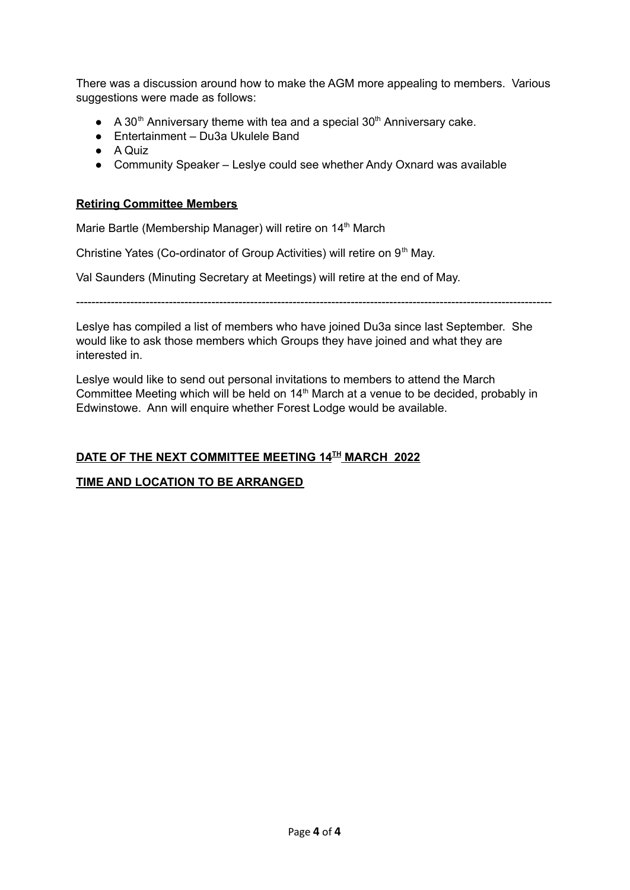There was a discussion around how to make the AGM more appealing to members. Various suggestions were made as follows:

- A 30th Anniversary theme with tea and a special 30th Anniversary cake.
- Entertainment – Du3a Ukulele Band
- A Quiz
- Community Speaker – Leslye could see whether Andy Oxnard was available

**Retiring Committee Members**

Marie Bartle (Membership Manager) will retire on 14th March

Christine Yates (Co-ordinator of Group Activities) will retire on 9th May.

Val Saunders (Minuting Secretary at Meetings) will retire at the end of May.

---

Leslye has compiled a list of members who have joined Du3a since last September. She would like to ask those members which Groups they have joined and what they are interested in.

Leslye would like to send out personal invitations to members to attend the March Committee Meeting which will be held on 14th March at a venue to be decided, probably in Edwinstowe. Ann will enquire whether Forest Lodge would be available.

**DATE OF THE NEXT COMMITTEE MEETING 14TH MARCH 2022**

**TIME AND LOCATION TO BE ARRANGED**